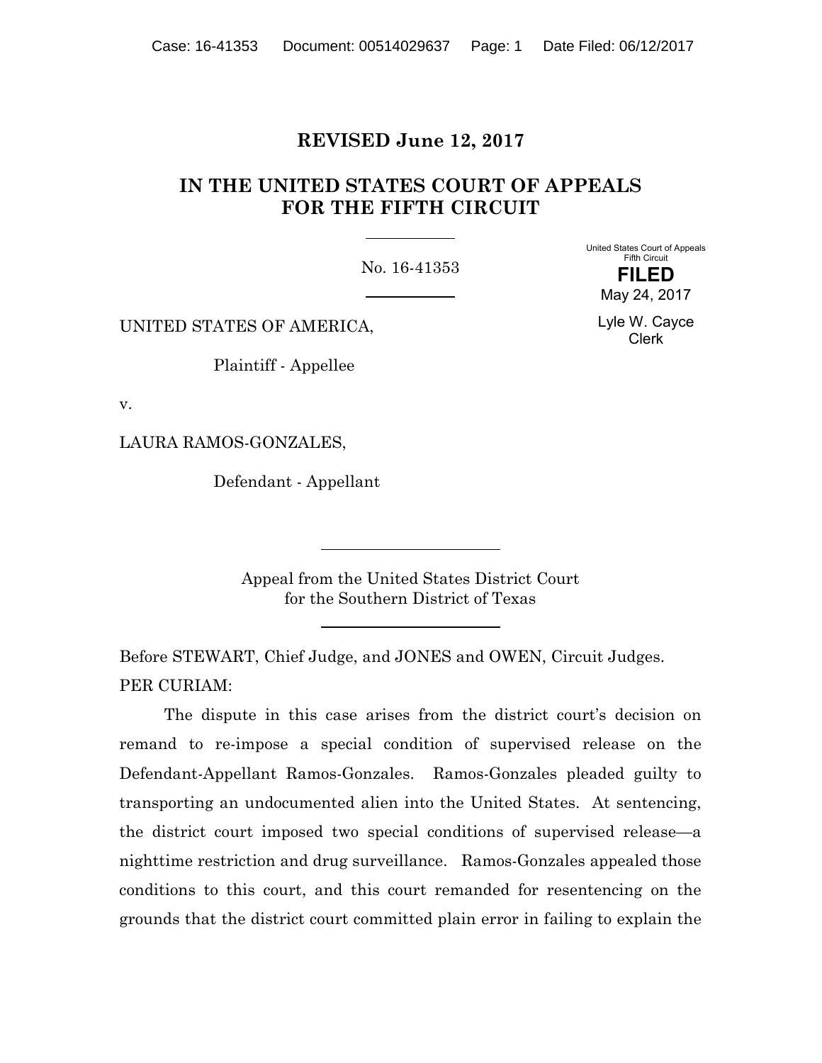**REVISED June 12, 2017**

# IN THE UNITED STATES COURT OF APPEALS FOR THE FIFTH CIRCUIT

No. 16-41353

United States Court of Appeals
Fifth Circuit

**FILED**

May 24, 2017

Lyle W. Cayce
Clerk

UNITED STATES OF AMERICA,

Plaintiff - Appellee

v.

LAURA RAMOS-GONZALES,

Defendant - Appellant

Appeal from the United States District Court
for the Southern District of Texas

Before STEWART, Chief Judge, and JONES and OWEN, Circuit Judges.

PER CURIAM:

The dispute in this case arises from the district court's decision on remand to re-impose a special condition of supervised release on the Defendant-Appellant Ramos-Gonzales. Ramos-Gonzales pleaded guilty to transporting an undocumented alien into the United States. At sentencing, the district court imposed two special conditions of supervised release—a nighttime restriction and drug surveillance. Ramos-Gonzales appealed those conditions to this court, and this court remanded for resentencing on the grounds that the district court committed plain error in failing to explain the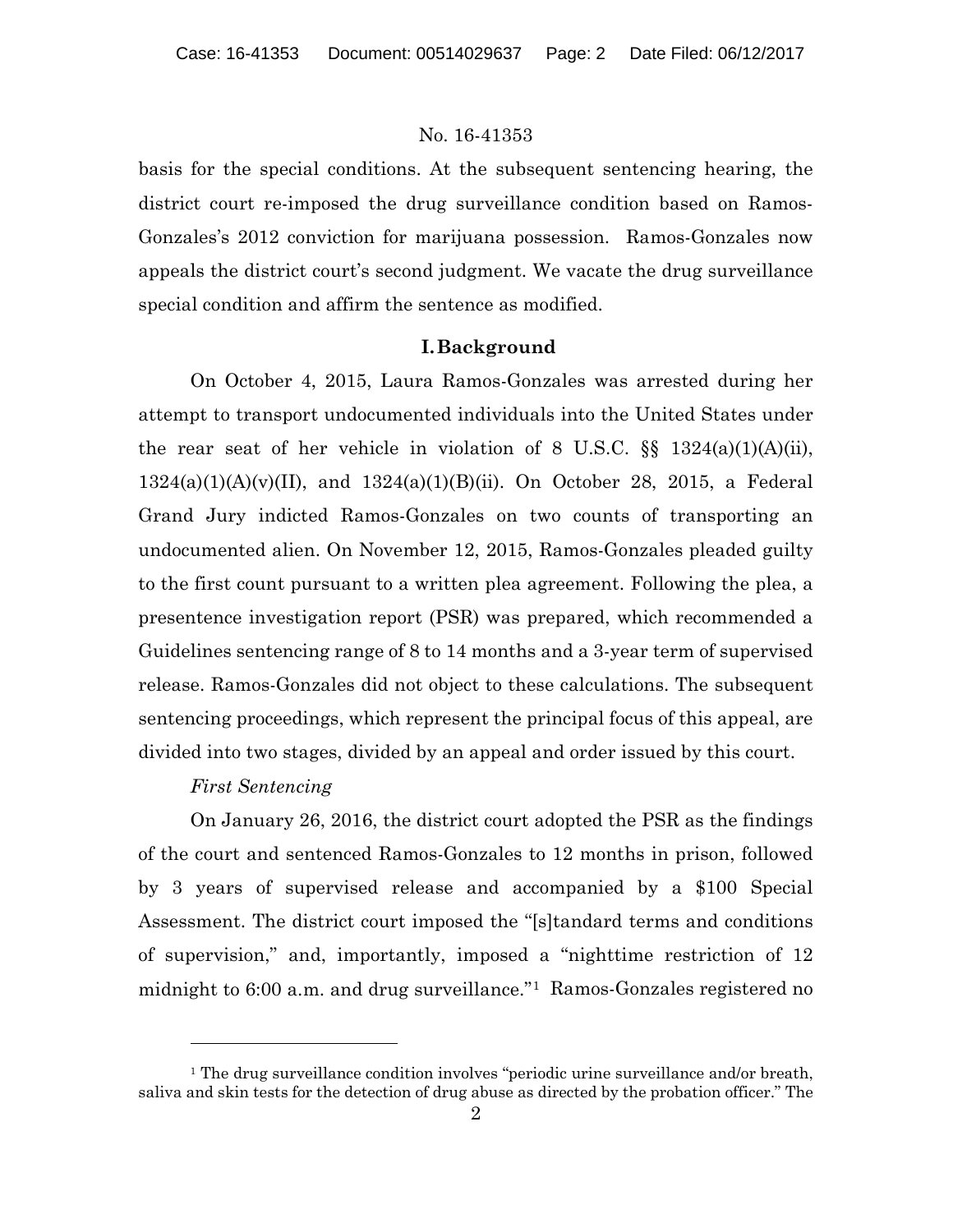basis for the special conditions. At the subsequent sentencing hearing, the district court re-imposed the drug surveillance condition based on Ramos-Gonzales's 2012 conviction for marijuana possession. Ramos-Gonzales now appeals the district court's second judgment. We vacate the drug surveillance special condition and affirm the sentence as modified.

## I. Background

On October 4, 2015, Laura Ramos-Gonzales was arrested during her attempt to transport undocumented individuals into the United States under the rear seat of her vehicle in violation of 8 U.S.C. §§ 1324(a)(1)(A)(ii), 1324(a)(1)(A)(v)(II), and 1324(a)(1)(B)(ii). On October 28, 2015, a Federal Grand Jury indicted Ramos-Gonzales on two counts of transporting an undocumented alien. On November 12, 2015, Ramos-Gonzales pleaded guilty to the first count pursuant to a written plea agreement. Following the plea, a presentence investigation report (PSR) was prepared, which recommended a Guidelines sentencing range of 8 to 14 months and a 3-year term of supervised release. Ramos-Gonzales did not object to these calculations. The subsequent sentencing proceedings, which represent the principal focus of this appeal, are divided into two stages, divided by an appeal and order issued by this court.

*First Sentencing*

On January 26, 2016, the district court adopted the PSR as the findings of the court and sentenced Ramos-Gonzales to 12 months in prison, followed by 3 years of supervised release and accompanied by a $100 Special Assessment. The district court imposed the "[s]tandard terms and conditions of supervision," and, importantly, imposed a "nighttime restriction of 12 midnight to 6:00 a.m. and drug surveillance."[1] Ramos-Gonzales registered no

[1] The drug surveillance condition involves "periodic urine surveillance and/or breath, saliva and skin tests for the detection of drug abuse as directed by the probation officer." The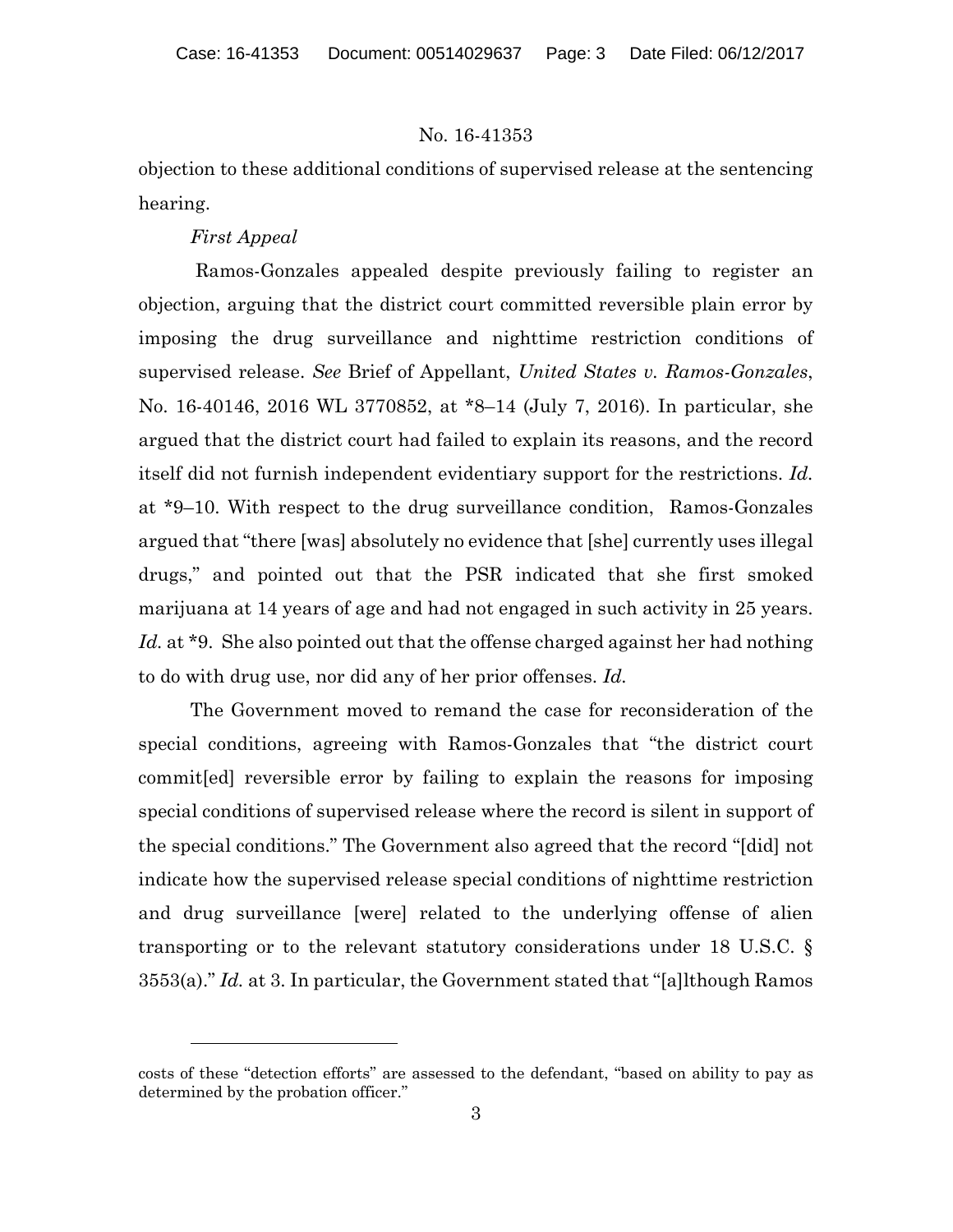objection to these additional conditions of supervised release at the sentencing hearing.

*First Appeal*

Ramos-Gonzales appealed despite previously failing to register an objection, arguing that the district court committed reversible plain error by imposing the drug surveillance and nighttime restriction conditions of supervised release. *See* Brief of Appellant, *United States v. Ramos-Gonzales*, No. 16-40146, 2016 WL 3770852, at *8–14 (July 7, 2016). In particular, she argued that the district court had failed to explain its reasons, and the record itself did not furnish independent evidentiary support for the restrictions. *Id.* at *9–10. With respect to the drug surveillance condition, Ramos-Gonzales argued that "there [was] absolutely no evidence that [she] currently uses illegal drugs," and pointed out that the PSR indicated that she first smoked marijuana at 14 years of age and had not engaged in such activity in 25 years. *Id.* at *9. She also pointed out that the offense charged against her had nothing to do with drug use, nor did any of her prior offenses. *Id.*

The Government moved to remand the case for reconsideration of the special conditions, agreeing with Ramos-Gonzales that "the district court commit[ed] reversible error by failing to explain the reasons for imposing special conditions of supervised release where the record is silent in support of the special conditions." The Government also agreed that the record "[did] not indicate how the supervised release special conditions of nighttime restriction and drug surveillance [were] related to the underlying offense of alien transporting or to the relevant statutory considerations under 18 U.S.C. § 3553(a)." *Id.* at 3. In particular, the Government stated that "[a]lthough Ramos

---

costs of these "detection efforts" are assessed to the defendant, "based on ability to pay as determined by the probation officer."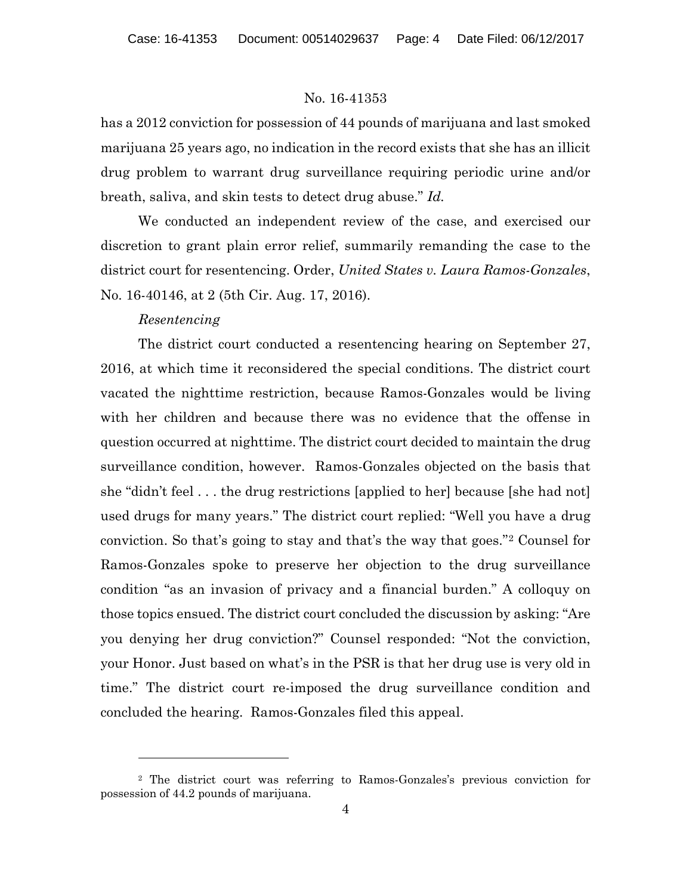has a 2012 conviction for possession of 44 pounds of marijuana and last smoked marijuana 25 years ago, no indication in the record exists that she has an illicit drug problem to warrant drug surveillance requiring periodic urine and/or breath, saliva, and skin tests to detect drug abuse." *Id.*

We conducted an independent review of the case, and exercised our discretion to grant plain error relief, summarily remanding the case to the district court for resentencing. Order, *United States v. Laura Ramos-Gonzales*, No. 16-40146, at 2 (5th Cir. Aug. 17, 2016).

*Resentencing*

The district court conducted a resentencing hearing on September 27, 2016, at which time it reconsidered the special conditions. The district court vacated the nighttime restriction, because Ramos-Gonzales would be living with her children and because there was no evidence that the offense in question occurred at nighttime. The district court decided to maintain the drug surveillance condition, however. Ramos-Gonzales objected on the basis that she "didn't feel . . . the drug restrictions [applied to her] because [she had not] used drugs for many years." The district court replied: "Well you have a drug conviction. So that's going to stay and that's the way that goes."[2] Counsel for Ramos-Gonzales spoke to preserve her objection to the drug surveillance condition "as an invasion of privacy and a financial burden." A colloquy on those topics ensued. The district court concluded the discussion by asking: "Are you denying her drug conviction?" Counsel responded: "Not the conviction, your Honor. Just based on what's in the PSR is that her drug use is very old in time." The district court re-imposed the drug surveillance condition and concluded the hearing. Ramos-Gonzales filed this appeal.

---

[2] The district court was referring to Ramos-Gonzales's previous conviction for possession of 44.2 pounds of marijuana.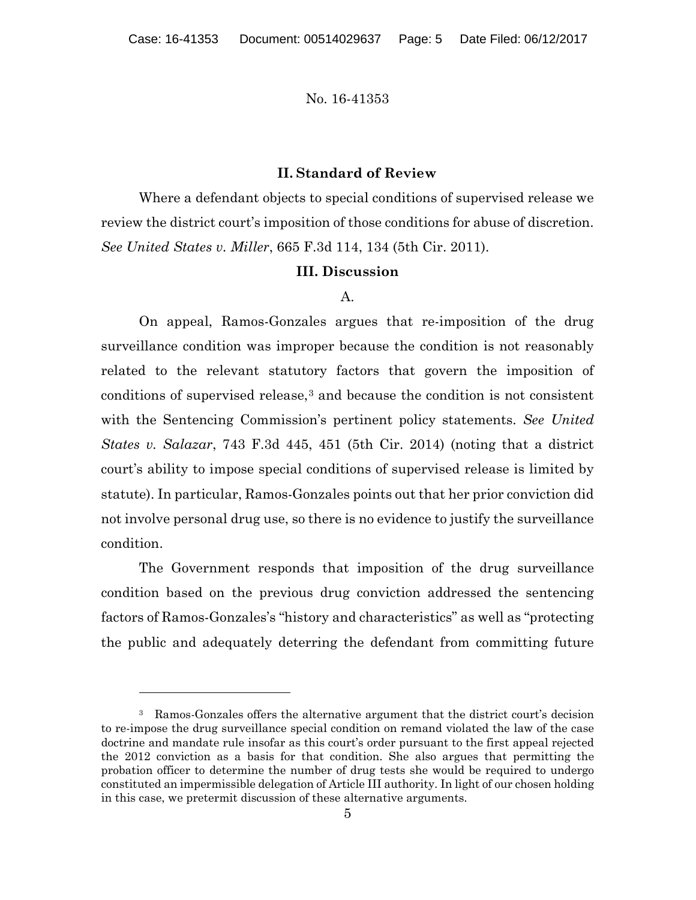## II. Standard of Review

Where a defendant objects to special conditions of supervised release we review the district court's imposition of those conditions for abuse of discretion. *See United States v. Miller*, 665 F.3d 114, 134 (5th Cir. 2011).

## III. Discussion

### A.

On appeal, Ramos-Gonzales argues that re-imposition of the drug surveillance condition was improper because the condition is not reasonably related to the relevant statutory factors that govern the imposition of conditions of supervised release,[3] and because the condition is not consistent with the Sentencing Commission's pertinent policy statements. *See United States v. Salazar*, 743 F.3d 445, 451 (5th Cir. 2014) (noting that a district court's ability to impose special conditions of supervised release is limited by statute). In particular, Ramos-Gonzales points out that her prior conviction did not involve personal drug use, so there is no evidence to justify the surveillance condition.

The Government responds that imposition of the drug surveillance condition based on the previous drug conviction addressed the sentencing factors of Ramos-Gonzales's "history and characteristics" as well as "protecting the public and adequately deterring the defendant from committing future

---

[3] Ramos-Gonzales offers the alternative argument that the district court's decision to re-impose the drug surveillance special condition on remand violated the law of the case doctrine and mandate rule insofar as this court's order pursuant to the first appeal rejected the 2012 conviction as a basis for that condition. She also argues that permitting the probation officer to determine the number of drug tests she would be required to undergo constituted an impermissible delegation of Article III authority. In light of our chosen holding in this case, we pretermit discussion of these alternative arguments.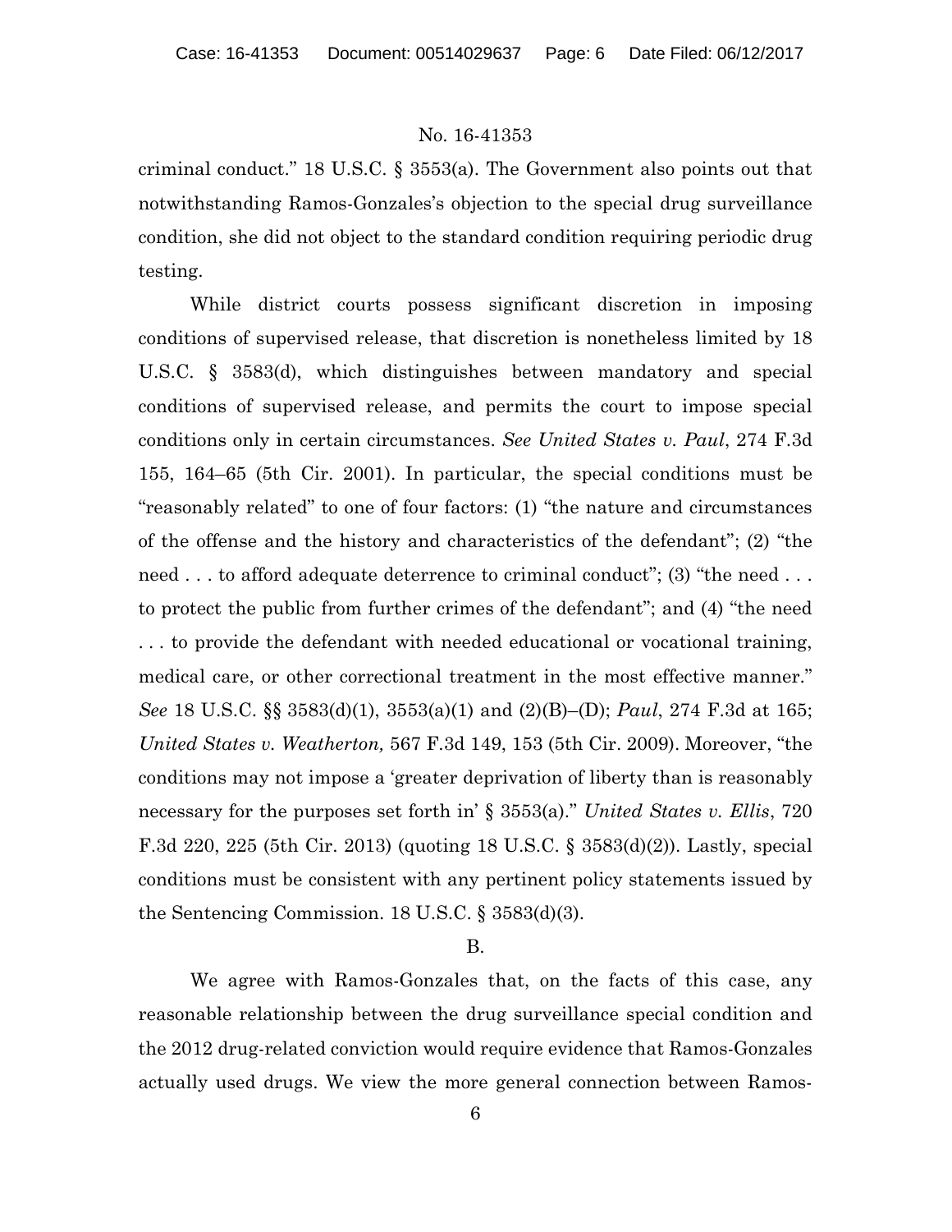criminal conduct." 18 U.S.C. § 3553(a). The Government also points out that notwithstanding Ramos-Gonzales's objection to the special drug surveillance condition, she did not object to the standard condition requiring periodic drug testing.

While district courts possess significant discretion in imposing conditions of supervised release, that discretion is nonetheless limited by 18 U.S.C. § 3583(d), which distinguishes between mandatory and special conditions of supervised release, and permits the court to impose special conditions only in certain circumstances. *See United States v. Paul*, 274 F.3d 155, 164–65 (5th Cir. 2001). In particular, the special conditions must be "reasonably related" to one of four factors: (1) "the nature and circumstances of the offense and the history and characteristics of the defendant"; (2) "the need . . . to afford adequate deterrence to criminal conduct"; (3) "the need . . . to protect the public from further crimes of the defendant"; and (4) "the need . . . to provide the defendant with needed educational or vocational training, medical care, or other correctional treatment in the most effective manner." *See* 18 U.S.C. §§ 3583(d)(1), 3553(a)(1) and (2)(B)–(D); *Paul*, 274 F.3d at 165; *United States v. Weatherton,* 567 F.3d 149, 153 (5th Cir. 2009). Moreover, "the conditions may not impose a 'greater deprivation of liberty than is reasonably necessary for the purposes set forth in' § 3553(a)." *United States v. Ellis*, 720 F.3d 220, 225 (5th Cir. 2013) (quoting 18 U.S.C. § 3583(d)(2)). Lastly, special conditions must be consistent with any pertinent policy statements issued by the Sentencing Commission. 18 U.S.C. § 3583(d)(3).

B.

We agree with Ramos-Gonzales that, on the facts of this case, any reasonable relationship between the drug surveillance special condition and the 2012 drug-related conviction would require evidence that Ramos-Gonzales actually used drugs. We view the more general connection between Ramos-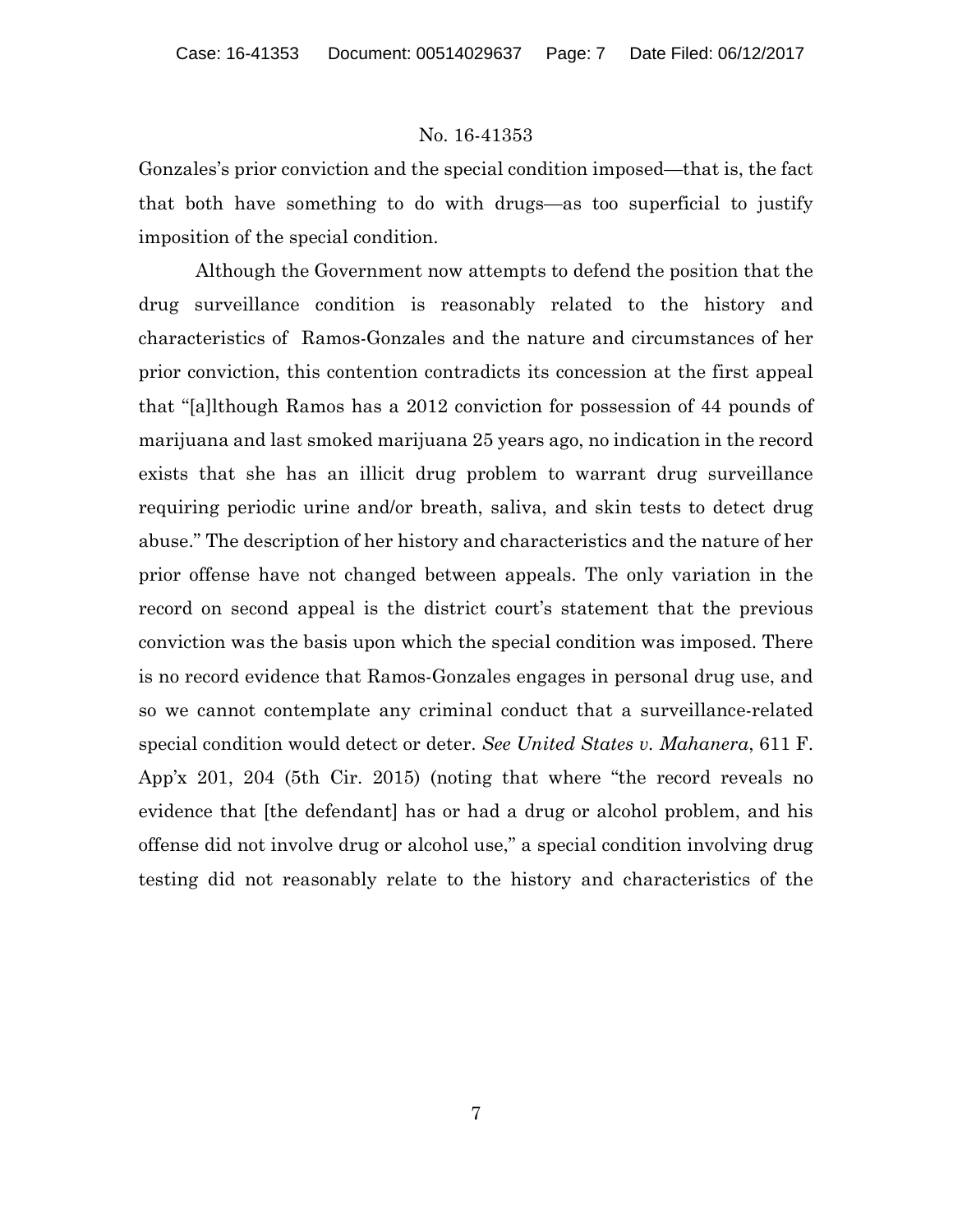Gonzales's prior conviction and the special condition imposed—that is, the fact that both have something to do with drugs—as too superficial to justify imposition of the special condition.

Although the Government now attempts to defend the position that the drug surveillance condition is reasonably related to the history and characteristics of Ramos-Gonzales and the nature and circumstances of her prior conviction, this contention contradicts its concession at the first appeal that "[a]lthough Ramos has a 2012 conviction for possession of 44 pounds of marijuana and last smoked marijuana 25 years ago, no indication in the record exists that she has an illicit drug problem to warrant drug surveillance requiring periodic urine and/or breath, saliva, and skin tests to detect drug abuse." The description of her history and characteristics and the nature of her prior offense have not changed between appeals. The only variation in the record on second appeal is the district court's statement that the previous conviction was the basis upon which the special condition was imposed. There is no record evidence that Ramos-Gonzales engages in personal drug use, and so we cannot contemplate any criminal conduct that a surveillance-related special condition would detect or deter. *See United States v. Mahanera*, 611 F. App'x 201, 204 (5th Cir. 2015) (noting that where "the record reveals no evidence that [the defendant] has or had a drug or alcohol problem, and his offense did not involve drug or alcohol use," a special condition involving drug testing did not reasonably relate to the history and characteristics of the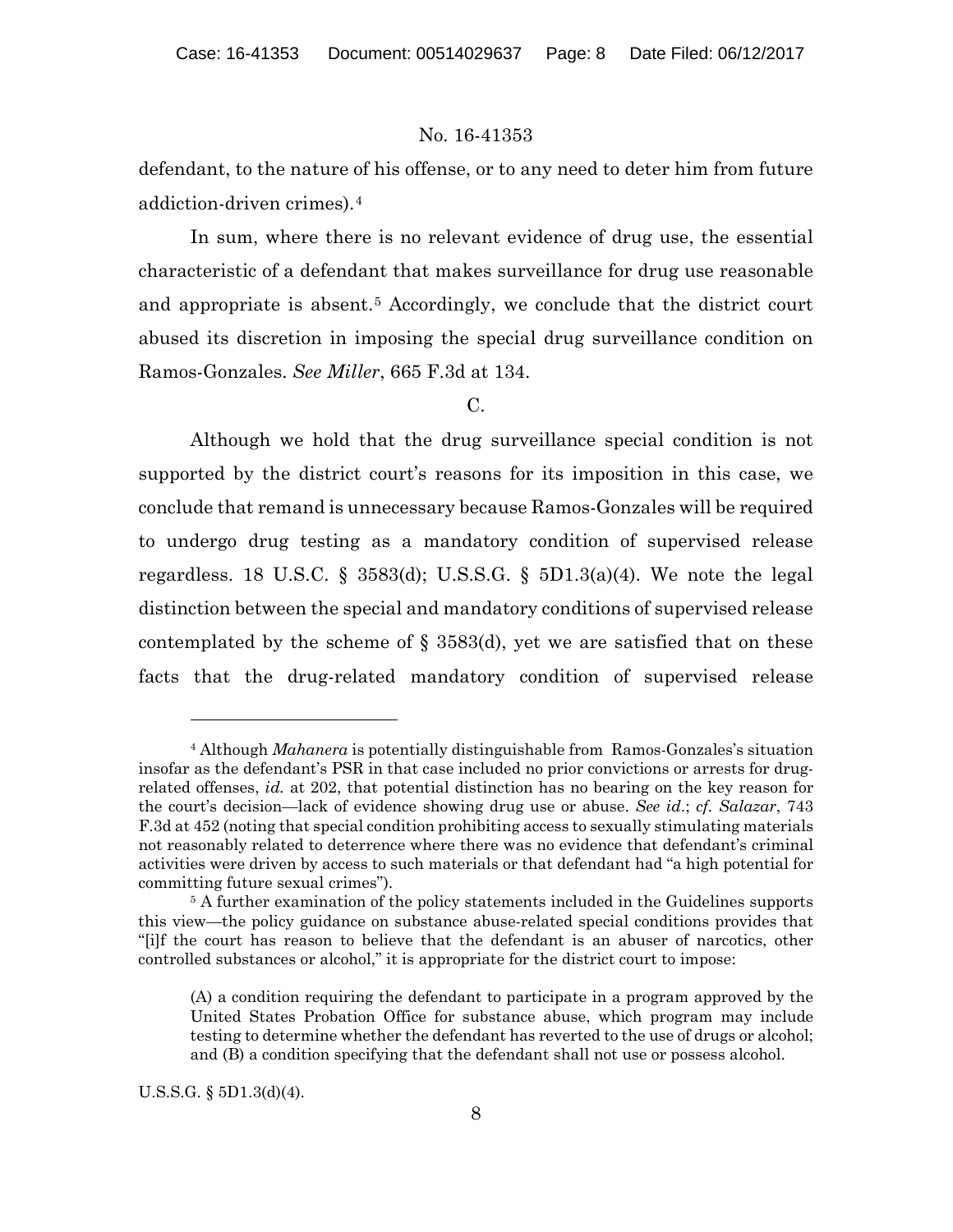defendant, to the nature of his offense, or to any need to deter him from future addiction-driven crimes).[4]

In sum, where there is no relevant evidence of drug use, the essential characteristic of a defendant that makes surveillance for drug use reasonable and appropriate is absent.[5] Accordingly, we conclude that the district court abused its discretion in imposing the special drug surveillance condition on Ramos-Gonzales. *See Miller*, 665 F.3d at 134.

C.

Although we hold that the drug surveillance special condition is not supported by the district court's reasons for its imposition in this case, we conclude that remand is unnecessary because Ramos-Gonzales will be required to undergo drug testing as a mandatory condition of supervised release regardless. 18 U.S.C. § 3583(d); U.S.S.G. § 5D1.3(a)(4). We note the legal distinction between the special and mandatory conditions of supervised release contemplated by the scheme of § 3583(d), yet we are satisfied that on these facts that the drug-related mandatory condition of supervised release

---

[4] Although *Mahanera* is potentially distinguishable from Ramos-Gonzales's situation insofar as the defendant's PSR in that case included no prior convictions or arrests for drug-related offenses, *id.* at 202, that potential distinction has no bearing on the key reason for the court's decision—lack of evidence showing drug use or abuse. *See id.*; *cf. Salazar*, 743 F.3d at 452 (noting that special condition prohibiting access to sexually stimulating materials not reasonably related to deterrence where there was no evidence that defendant's criminal activities were driven by access to such materials or that defendant had "a high potential for committing future sexual crimes").

[5] A further examination of the policy statements included in the Guidelines supports this view—the policy guidance on substance abuse-related special conditions provides that "[i]f the court has reason to believe that the defendant is an abuser of narcotics, other controlled substances or alcohol," it is appropriate for the district court to impose:

> (A) a condition requiring the defendant to participate in a program approved by the United States Probation Office for substance abuse, which program may include testing to determine whether the defendant has reverted to the use of drugs or alcohol; and (B) a condition specifying that the defendant shall not use or possess alcohol.

U.S.S.G. § 5D1.3(d)(4).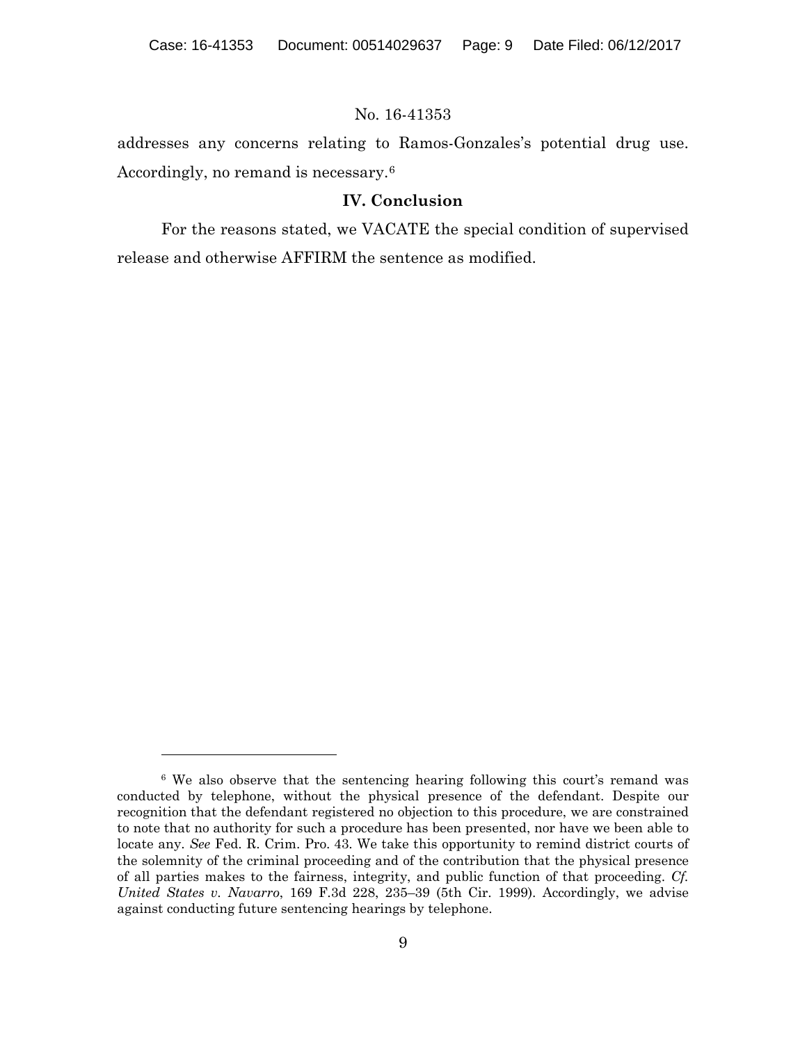addresses any concerns relating to Ramos-Gonzales's potential drug use. Accordingly, no remand is necessary.[6]

## IV. Conclusion

For the reasons stated, we VACATE the special condition of supervised release and otherwise AFFIRM the sentence as modified.

---

[6] We also observe that the sentencing hearing following this court's remand was conducted by telephone, without the physical presence of the defendant. Despite our recognition that the defendant registered no objection to this procedure, we are constrained to note that no authority for such a procedure has been presented, nor have we been able to locate any. *See* Fed. R. Crim. Pro. 43. We take this opportunity to remind district courts of the solemnity of the criminal proceeding and of the contribution that the physical presence of all parties makes to the fairness, integrity, and public function of that proceeding. *Cf. United States v. Navarro*, 169 F.3d 228, 235–39 (5th Cir. 1999). Accordingly, we advise against conducting future sentencing hearings by telephone.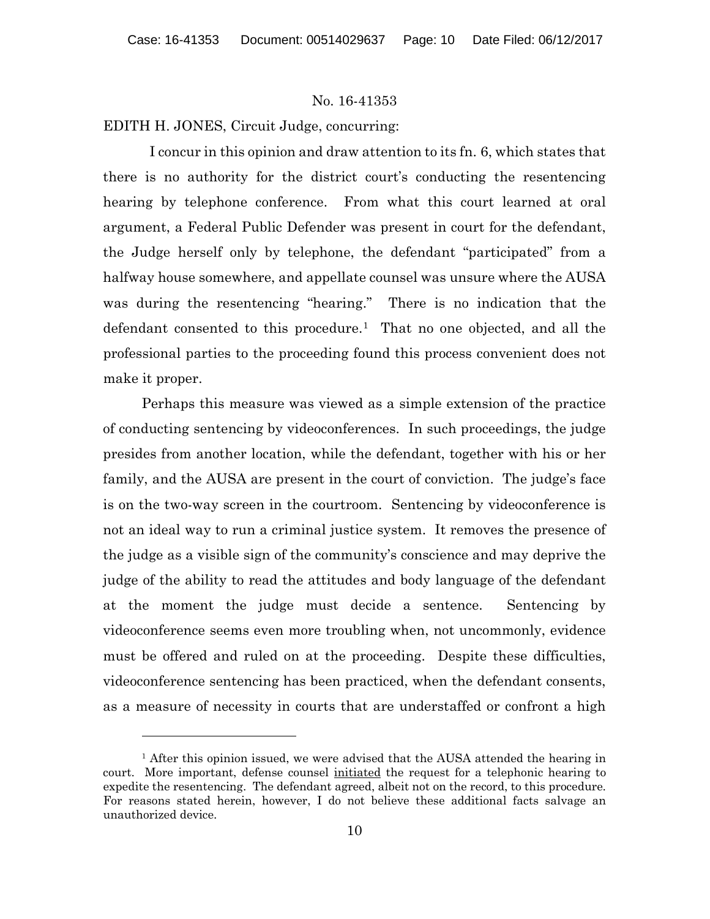No. 16-41353

EDITH H. JONES, Circuit Judge, concurring:

I concur in this opinion and draw attention to its fn. 6, which states that there is no authority for the district court's conducting the resentencing hearing by telephone conference. From what this court learned at oral argument, a Federal Public Defender was present in court for the defendant, the Judge herself only by telephone, the defendant "participated" from a halfway house somewhere, and appellate counsel was unsure where the AUSA was during the resentencing "hearing." There is no indication that the defendant consented to this procedure.[1] That no one objected, and all the professional parties to the proceeding found this process convenient does not make it proper.

Perhaps this measure was viewed as a simple extension of the practice of conducting sentencing by videoconferences. In such proceedings, the judge presides from another location, while the defendant, together with his or her family, and the AUSA are present in the court of conviction. The judge's face is on the two-way screen in the courtroom. Sentencing by videoconference is not an ideal way to run a criminal justice system. It removes the presence of the judge as a visible sign of the community's conscience and may deprive the judge of the ability to read the attitudes and body language of the defendant at the moment the judge must decide a sentence. Sentencing by videoconference seems even more troubling when, not uncommonly, evidence must be offered and ruled on at the proceeding. Despite these difficulties, videoconference sentencing has been practiced, when the defendant consents, as a measure of necessity in courts that are understaffed or confront a high

---

[1] After this opinion issued, we were advised that the AUSA attended the hearing in court. More important, defense counsel <u>initiated</u> the request for a telephonic hearing to expedite the resentencing. The defendant agreed, albeit not on the record, to this procedure. For reasons stated herein, however, I do not believe these additional facts salvage an unauthorized device.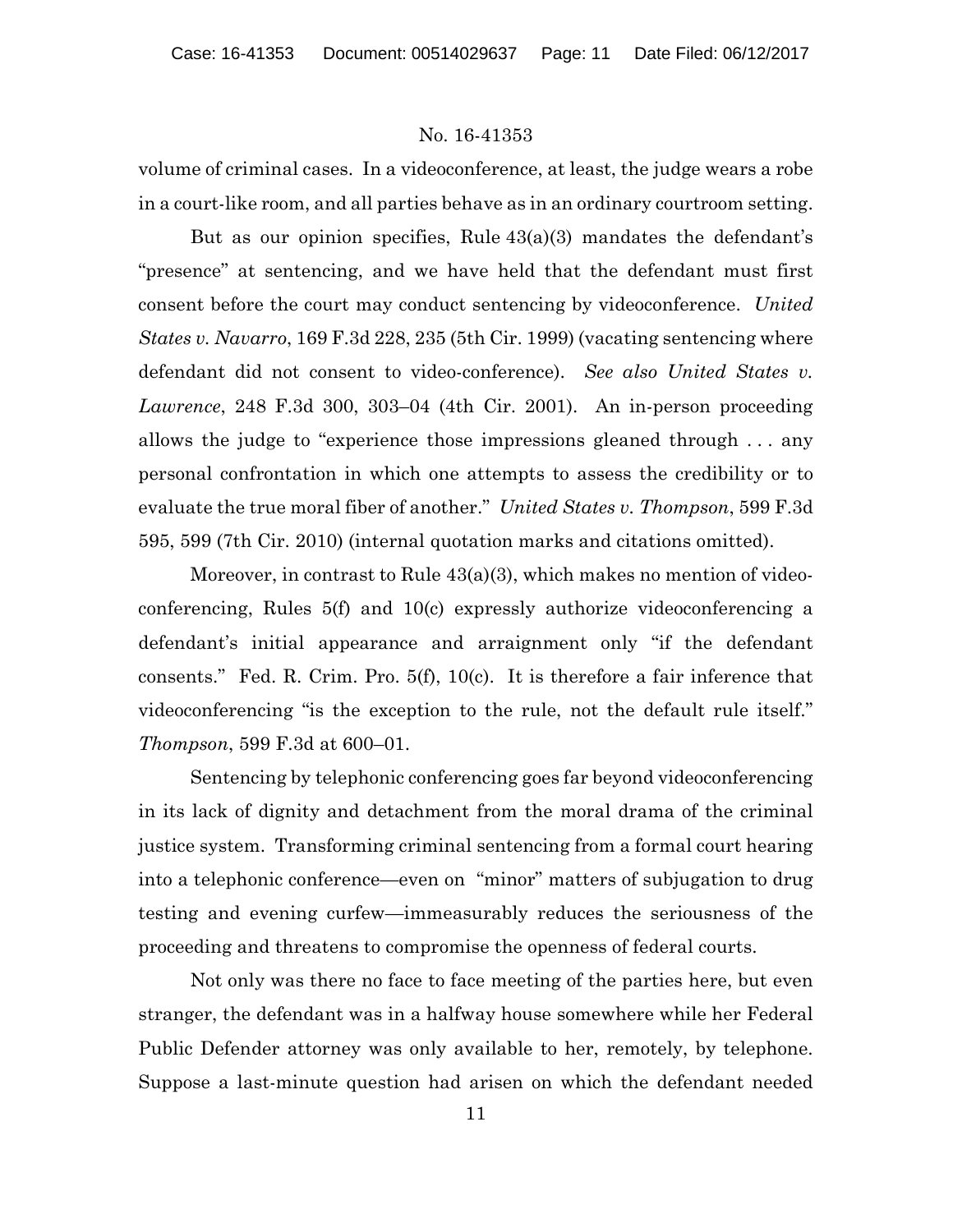volume of criminal cases. In a videoconference, at least, the judge wears a robe in a court-like room, and all parties behave as in an ordinary courtroom setting.

But as our opinion specifies, Rule 43(a)(3) mandates the defendant's "presence" at sentencing, and we have held that the defendant must first consent before the court may conduct sentencing by videoconference. *United States v. Navarro*, 169 F.3d 228, 235 (5th Cir. 1999) (vacating sentencing where defendant did not consent to video-conference). *See also United States v. Lawrence*, 248 F.3d 300, 303–04 (4th Cir. 2001). An in-person proceeding allows the judge to "experience those impressions gleaned through . . . any personal confrontation in which one attempts to assess the credibility or to evaluate the true moral fiber of another." *United States v. Thompson*, 599 F.3d 595, 599 (7th Cir. 2010) (internal quotation marks and citations omitted).

Moreover, in contrast to Rule 43(a)(3), which makes no mention of video-conferencing, Rules 5(f) and 10(c) expressly authorize videoconferencing a defendant's initial appearance and arraignment only "if the defendant consents." Fed. R. Crim. Pro. 5(f), 10(c). It is therefore a fair inference that videoconferencing "is the exception to the rule, not the default rule itself." *Thompson*, 599 F.3d at 600–01.

Sentencing by telephonic conferencing goes far beyond videoconferencing in its lack of dignity and detachment from the moral drama of the criminal justice system. Transforming criminal sentencing from a formal court hearing into a telephonic conference—even on "minor" matters of subjugation to drug testing and evening curfew—immeasurably reduces the seriousness of the proceeding and threatens to compromise the openness of federal courts.

Not only was there no face to face meeting of the parties here, but even stranger, the defendant was in a halfway house somewhere while her Federal Public Defender attorney was only available to her, remotely, by telephone. Suppose a last-minute question had arisen on which the defendant needed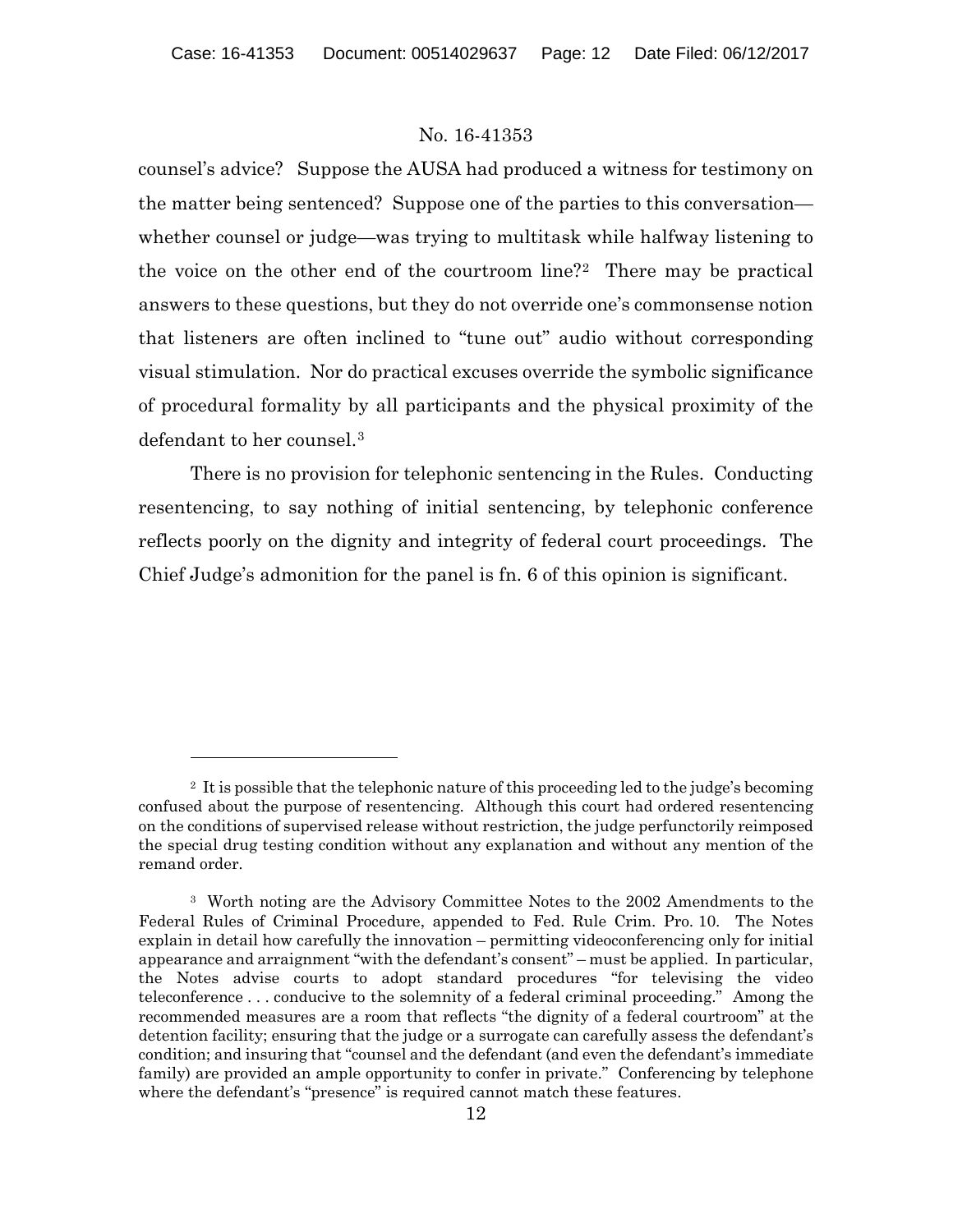counsel's advice? Suppose the AUSA had produced a witness for testimony on the matter being sentenced? Suppose one of the parties to this conversation—whether counsel or judge—was trying to multitask while halfway listening to the voice on the other end of the courtroom line?[2] There may be practical answers to these questions, but they do not override one's commonsense notion that listeners are often inclined to "tune out" audio without corresponding visual stimulation. Nor do practical excuses override the symbolic significance of procedural formality by all participants and the physical proximity of the defendant to her counsel.[3]

There is no provision for telephonic sentencing in the Rules. Conducting resentencing, to say nothing of initial sentencing, by telephonic conference reflects poorly on the dignity and integrity of federal court proceedings. The Chief Judge's admonition for the panel is fn. 6 of this opinion is significant.

---

[2] It is possible that the telephonic nature of this proceeding led to the judge's becoming confused about the purpose of resentencing. Although this court had ordered resentencing on the conditions of supervised release without restriction, the judge perfunctorily reimposed the special drug testing condition without any explanation and without any mention of the remand order.

[3] Worth noting are the Advisory Committee Notes to the 2002 Amendments to the Federal Rules of Criminal Procedure, appended to Fed. Rule Crim. Pro. 10. The Notes explain in detail how carefully the innovation – permitting videoconferencing only for initial appearance and arraignment "with the defendant's consent" – must be applied. In particular, the Notes advise courts to adopt standard procedures "for televising the video teleconference . . . conducive to the solemnity of a federal criminal proceeding." Among the recommended measures are a room that reflects "the dignity of a federal courtroom" at the detention facility; ensuring that the judge or a surrogate can carefully assess the defendant's condition; and insuring that "counsel and the defendant (and even the defendant's immediate family) are provided an ample opportunity to confer in private." Conferencing by telephone where the defendant's "presence" is required cannot match these features.